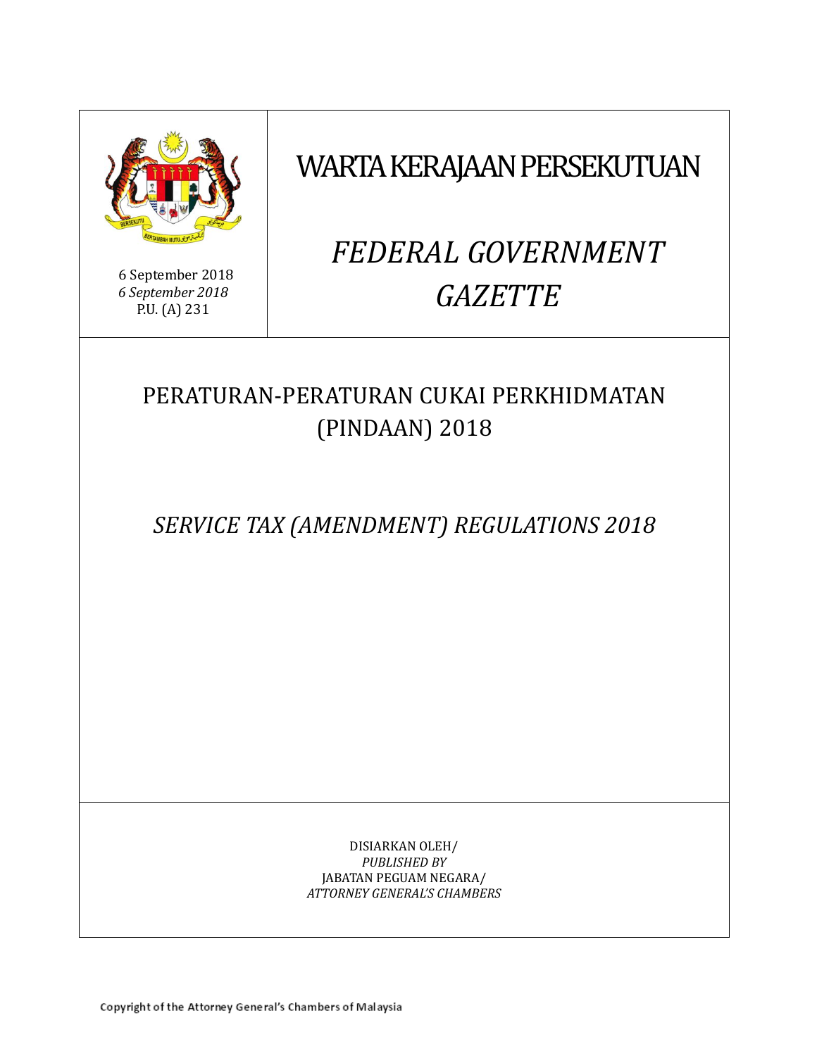6 September 2018
*6 September 2018*
P.U. (A) 231

# WARTA KERAJAAN PERSEKUTUAN

# *FEDERAL GOVERNMENT GAZETTE*

## PERATURAN-PERATURAN CUKAI PERKHIDMATAN (PINDAAN) 2018

## *SERVICE TAX (AMENDMENT) REGULATIONS 2018*

DISIARKAN OLEH/
*PUBLISHED BY*
JABATAN PEGUAM NEGARA/
*ATTORNEY GENERAL'S CHAMBERS*

Copyright of the Attorney General's Chambers of Malaysia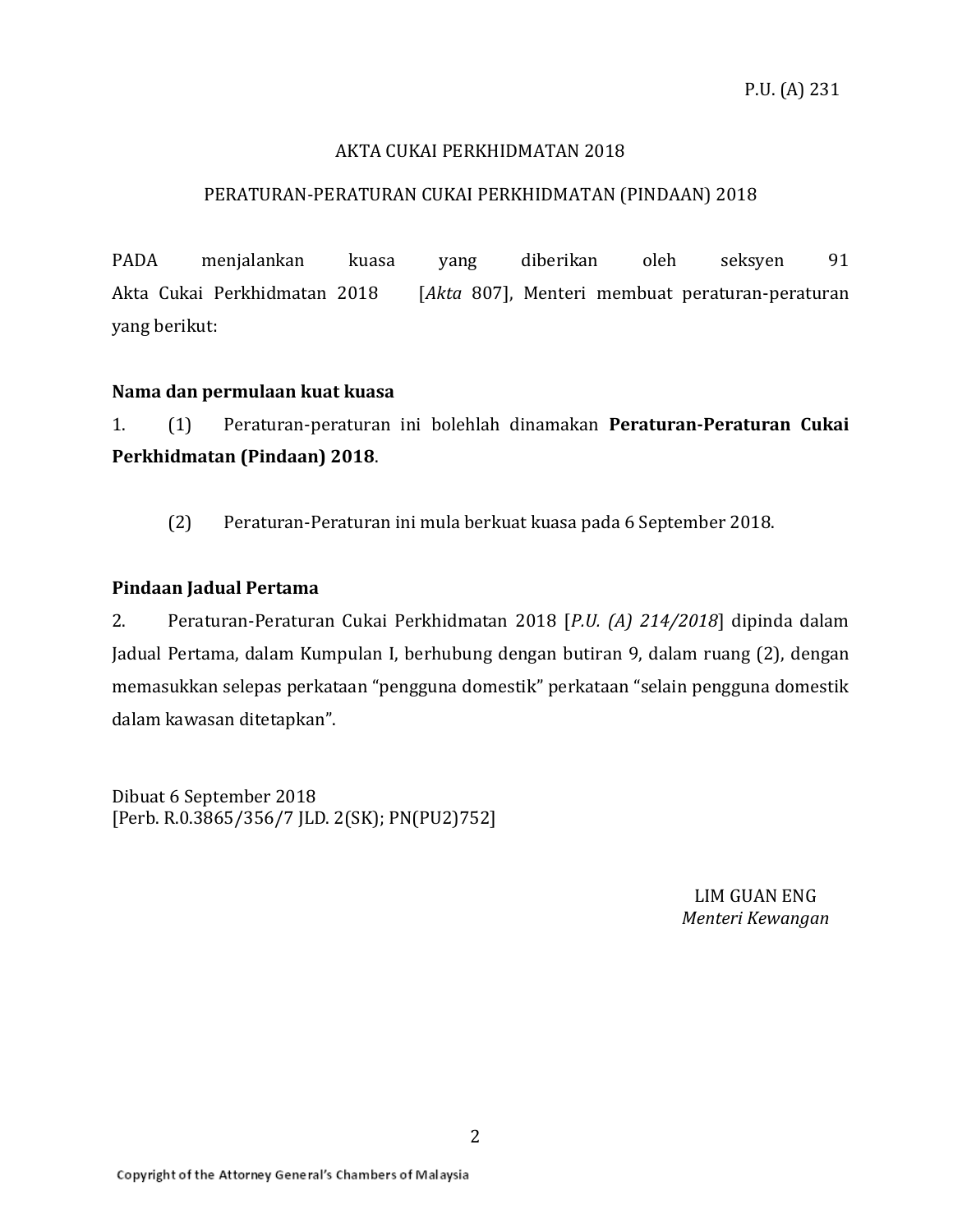P.U. (A) 231

AKTA CUKAI PERKHIDMATAN 2018

PERATURAN-PERATURAN CUKAI PERKHIDMATAN (PINDAAN) 2018

PADA menjalankan kuasa yang diberikan oleh seksyen 91 Akta Cukai Perkhidmatan 2018 [*Akta* 807], Menteri membuat peraturan-peraturan yang berikut:

**Nama dan permulaan kuat kuasa**

1. (1) Peraturan-peraturan ini bolehlah dinamakan **Peraturan-Peraturan Cukai Perkhidmatan (Pindaan) 2018**.

(2) Peraturan-Peraturan ini mula berkuat kuasa pada 6 September 2018.

**Pindaan Jadual Pertama**

2. Peraturan-Peraturan Cukai Perkhidmatan 2018 [*P.U. (A) 214/2018*] dipinda dalam Jadual Pertama, dalam Kumpulan I, berhubung dengan butiran 9, dalam ruang (2), dengan memasukkan selepas perkataan "pengguna domestik" perkataan "selain pengguna domestik dalam kawasan ditetapkan".

Dibuat 6 September 2018
[Perb. R.0.3865/356/7 JLD. 2(SK); PN(PU2)752]

LIM GUAN ENG
*Menteri Kewangan*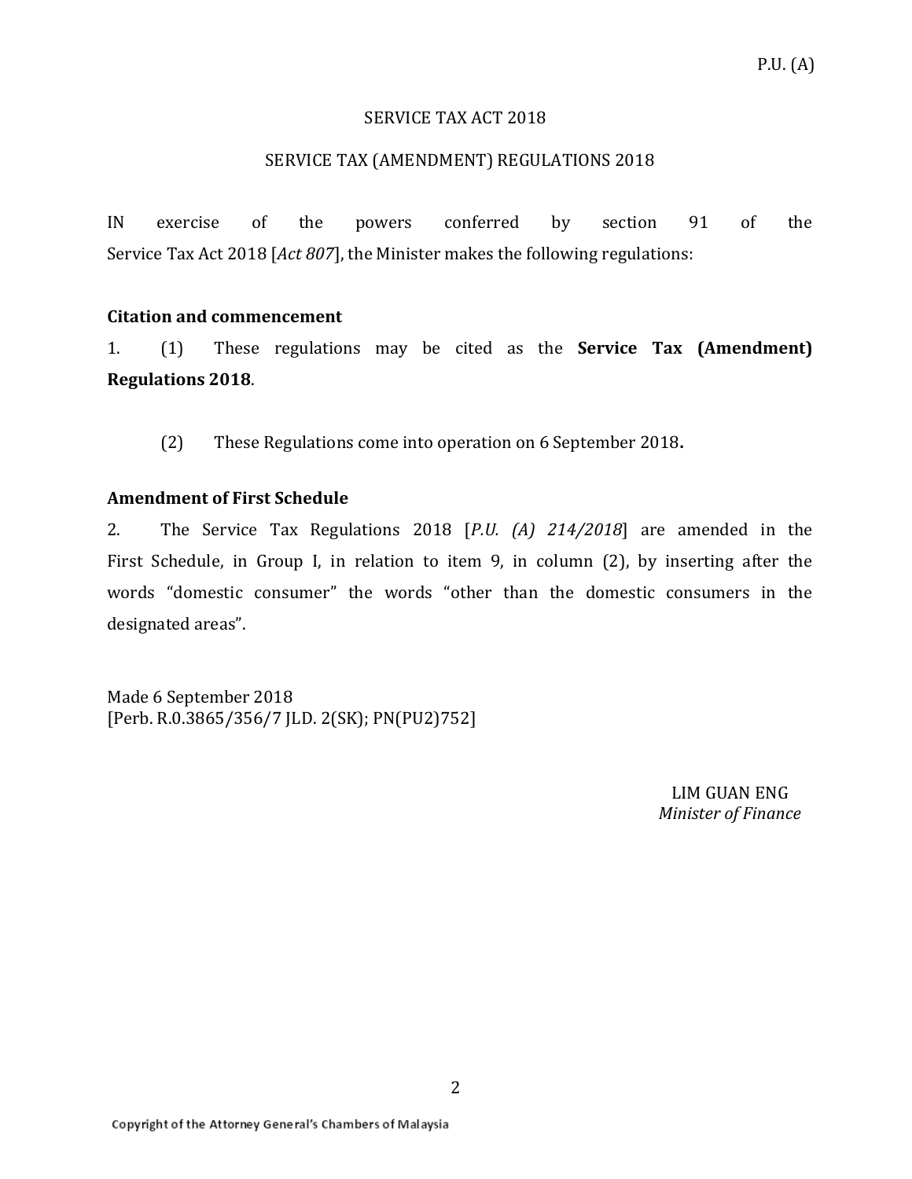P.U. (A)

SERVICE TAX ACT 2018

SERVICE TAX (AMENDMENT) REGULATIONS 2018

IN exercise of the powers conferred by section 91 of the Service Tax Act 2018 [*Act 807*], the Minister makes the following regulations:

**Citation and commencement**

1. (1) These regulations may be cited as the **Service Tax (Amendment) Regulations 2018**.

(2) These Regulations come into operation on 6 September 2018**.**

**Amendment of First Schedule**

2. The Service Tax Regulations 2018 [*P.U. (A) 214/2018*] are amended in the First Schedule, in Group I, in relation to item 9, in column (2), by inserting after the words "domestic consumer" the words "other than the domestic consumers in the designated areas".

Made 6 September 2018
[Perb. R.0.3865/356/7 JLD. 2(SK); PN(PU2)752]

LIM GUAN ENG
*Minister of Finance*

Copyright of the Attorney General's Chambers of Malaysia